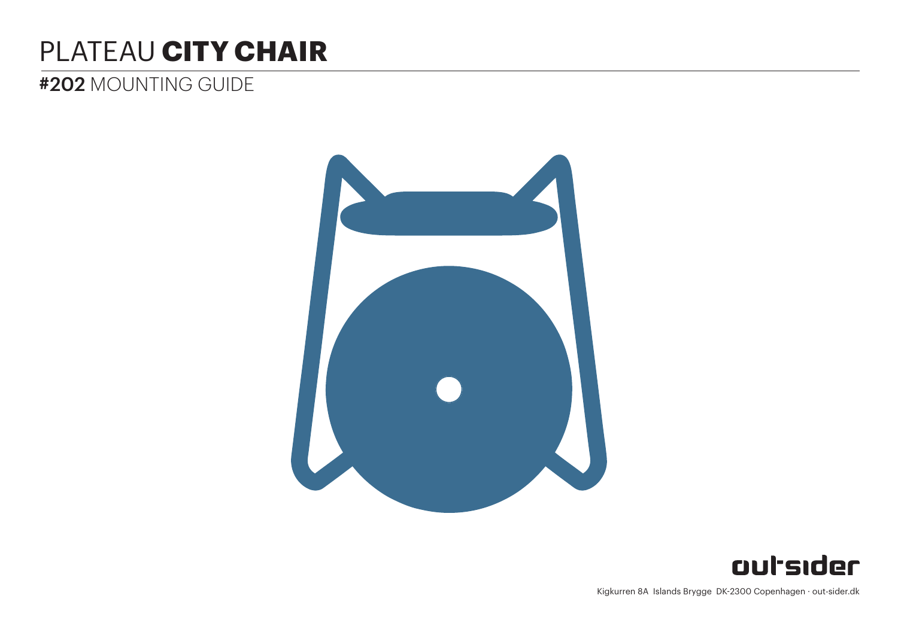# PLATEAU **CITY CHAIR**

## **#202** MOUNTING GUIDE

out-sider

Kigkurren 8A Islands Brygge DK-2300 Copenhagen · out-sider.dk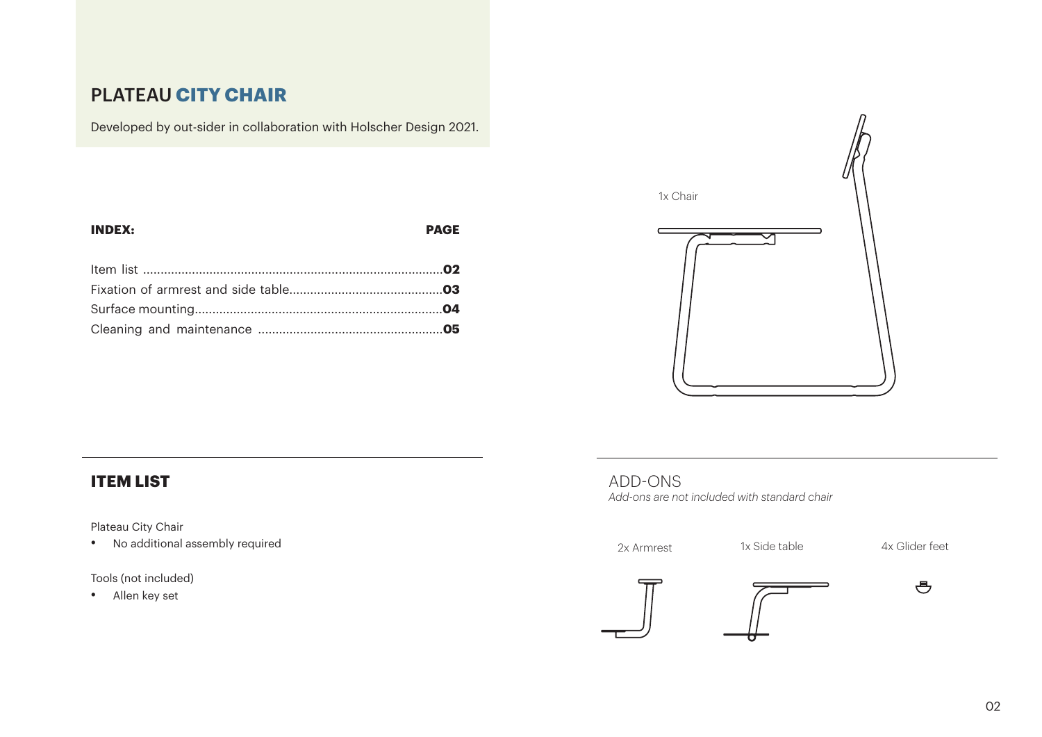# PLATEAU **CITY CHAIR**

Developed by out-sider in collaboration with Holscher Design 2021.

| **INDEX:** | **PAGE** |
| --- | --- |
| Item list | **02** |
| Fixation of armrest and side table | **03** |
| Surface mounting | **04** |
| Cleaning and maintenance | **05** |

1x Chair

## ITEM LIST

Plateau City Chair

- No additional assembly required

Tools (not included)

- Allen key set

## ADD-ONS

*Add-ons are not included with standard chair*

2x Armrest

1x Side table

4x Glider feet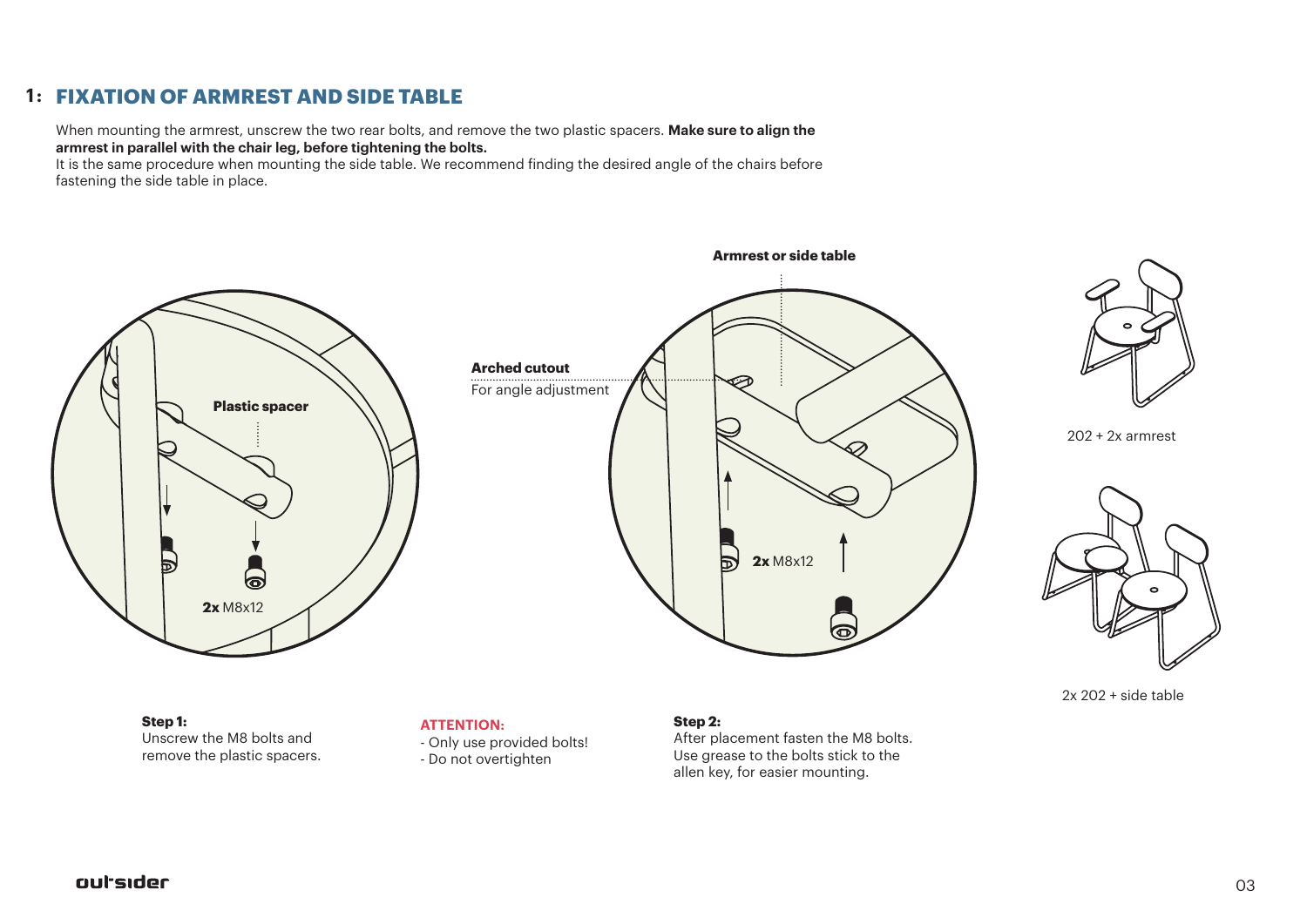## 1: FIXATION OF ARMREST AND SIDE TABLE

When mounting the armrest, unscrew the two rear bolts, and remove the two plastic spacers. **Make sure to align the armrest in parallel with the chair leg, before tightening the bolts.**
It is the same procedure when mounting the side table. We recommend finding the desired angle of the chairs before fastening the side table in place.

**Plastic spacer**

**2x** M8x12

**Armrest or side table**

**Arched cutout**
For angle adjustment

**2x** M8x12

202 + 2x armrest

2x 202 + side table

**Step 1:**
Unscrew the M8 bolts and remove the plastic spacers.

**ATTENTION:**
- Only use provided bolts!
- Do not overtighten

**Step 2:**
After placement fasten the M8 bolts. Use grease to the bolts stick to the allen key, for easier mounting.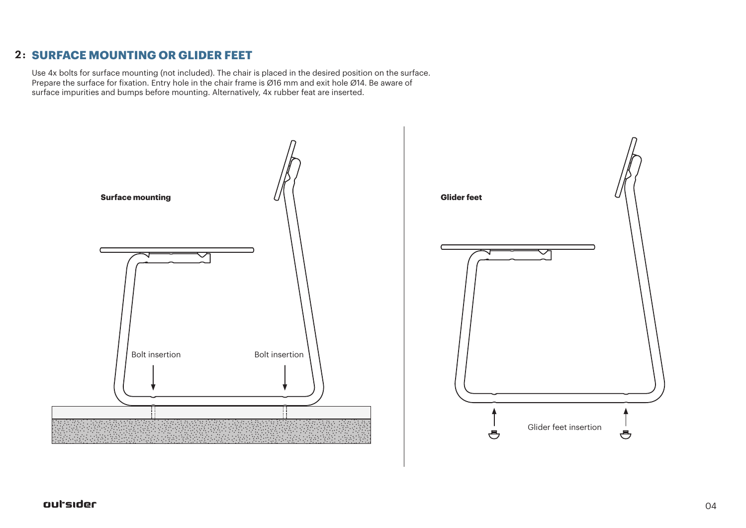## 2: SURFACE MOUNTING OR GLIDER FEET

Use 4x bolts for surface mounting (not included). The chair is placed in the desired position on the surface. Prepare the surface for fixation. Entry hole in the chair frame is Ø16 mm and exit hole Ø14. Be aware of surface impurities and bumps before mounting. Alternatively, 4x rubber feat are inserted.

**Surface mounting**

Bolt insertion

Bolt insertion

**Glider feet**

Glider feet insertion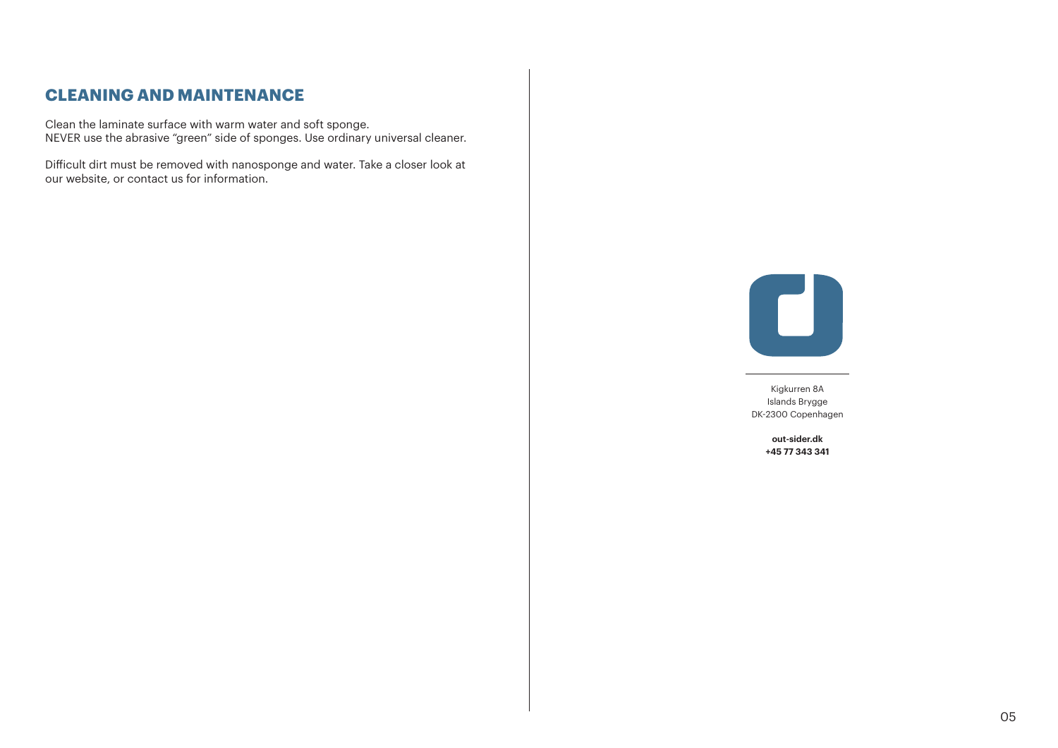## CLEANING AND MAINTENANCE

Clean the laminate surface with warm water and soft sponge.
NEVER use the abrasive “green” side of sponges. Use ordinary universal cleaner.

Difficult dirt must be removed with nanosponge and water. Take a closer look at our website, or contact us for information.

Kigkurren 8A
Islands Brygge
DK-2300 Copenhagen

**out-sider.dk**
**+45 77 343 341**